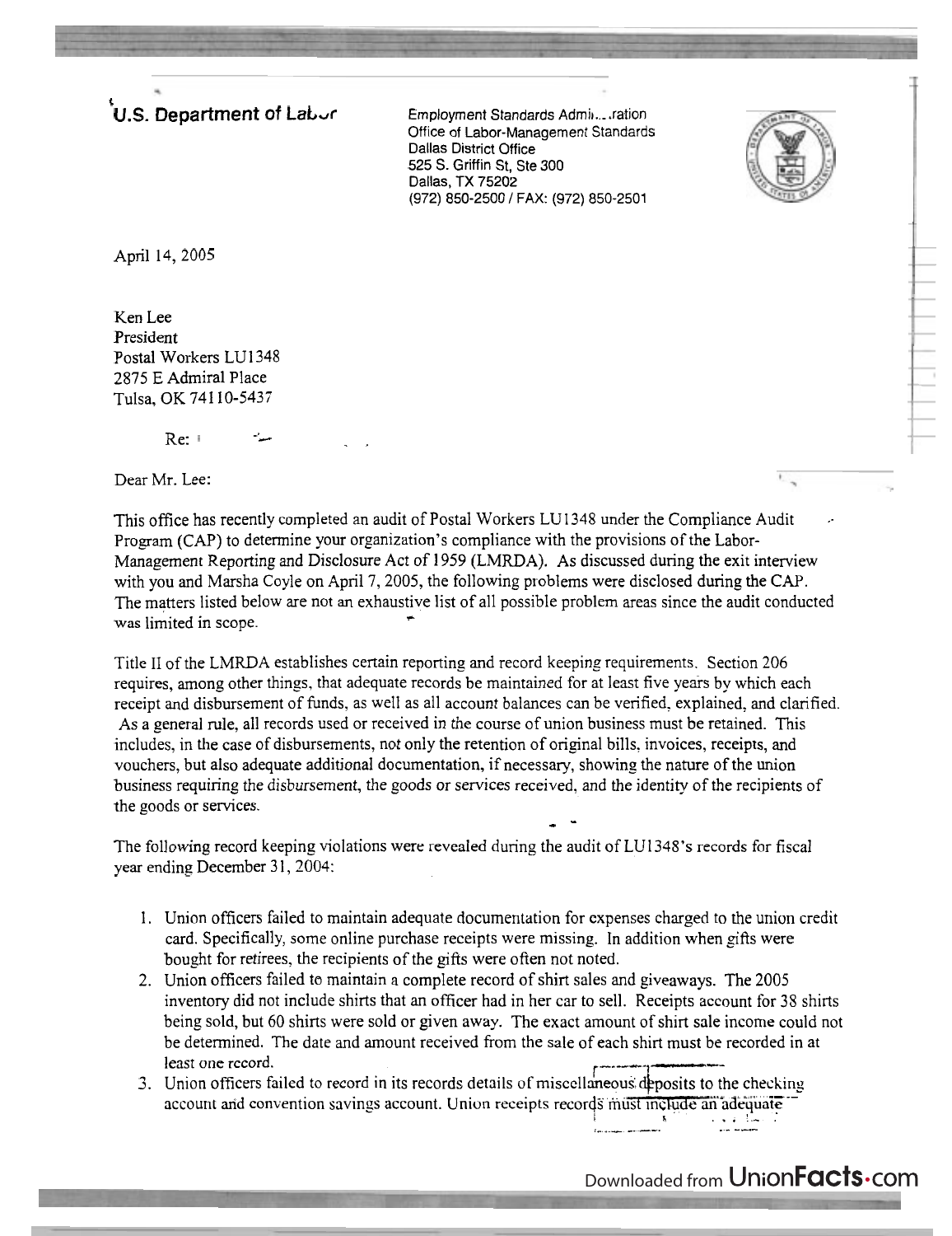**U.S. Department of Labor**

Employment Standards Administration
Office of Labor-Management Standards
Dallas District Office
525 S. Griffin St, Ste 300
Dallas, TX 75202
(972) 850-2500 / FAX: (972) 850-2501

April 14, 2005

Ken Lee
President
Postal Workers LU1348
2875 E Admiral Place
Tulsa, OK 74110-5437

Re:

Dear Mr. Lee:

This office has recently completed an audit of Postal Workers LU1348 under the Compliance Audit Program (CAP) to determine your organization's compliance with the provisions of the Labor-Management Reporting and Disclosure Act of 1959 (LMRDA). As discussed during the exit interview with you and Marsha Coyle on April 7, 2005, the following problems were disclosed during the CAP. The matters listed below are not an exhaustive list of all possible problem areas since the audit conducted was limited in scope.

Title II of the LMRDA establishes certain reporting and record keeping requirements. Section 206 requires, among other things, that adequate records be maintained for at least five years by which each receipt and disbursement of funds, as well as all account balances can be verified, explained, and clarified. As a general rule, all records used or received in the course of union business must be retained. This includes, in the case of disbursements, not only the retention of original bills, invoices, receipts, and vouchers, but also adequate additional documentation, if necessary, showing the nature of the union business requiring the disbursement, the goods or services received, and the identity of the recipients of the goods or services.

The following record keeping violations were revealed during the audit of LU1348's records for fiscal year ending December 31, 2004:

1. Union officers failed to maintain adequate documentation for expenses charged to the union credit card. Specifically, some online purchase receipts were missing. In addition when gifts were bought for retirees, the recipients of the gifts were often not noted.
2. Union officers failed to maintain a complete record of shirt sales and giveaways. The 2005 inventory did not include shirts that an officer had in her car to sell. Receipts account for 38 shirts being sold, but 60 shirts were sold or given away. The exact amount of shirt sale income could not be determined. The date and amount received from the sale of each shirt must be recorded in at least one record.
3. Union officers failed to record in its records details of miscellaneous deposits to the checking account and convention savings account. Union receipts records must include an adequate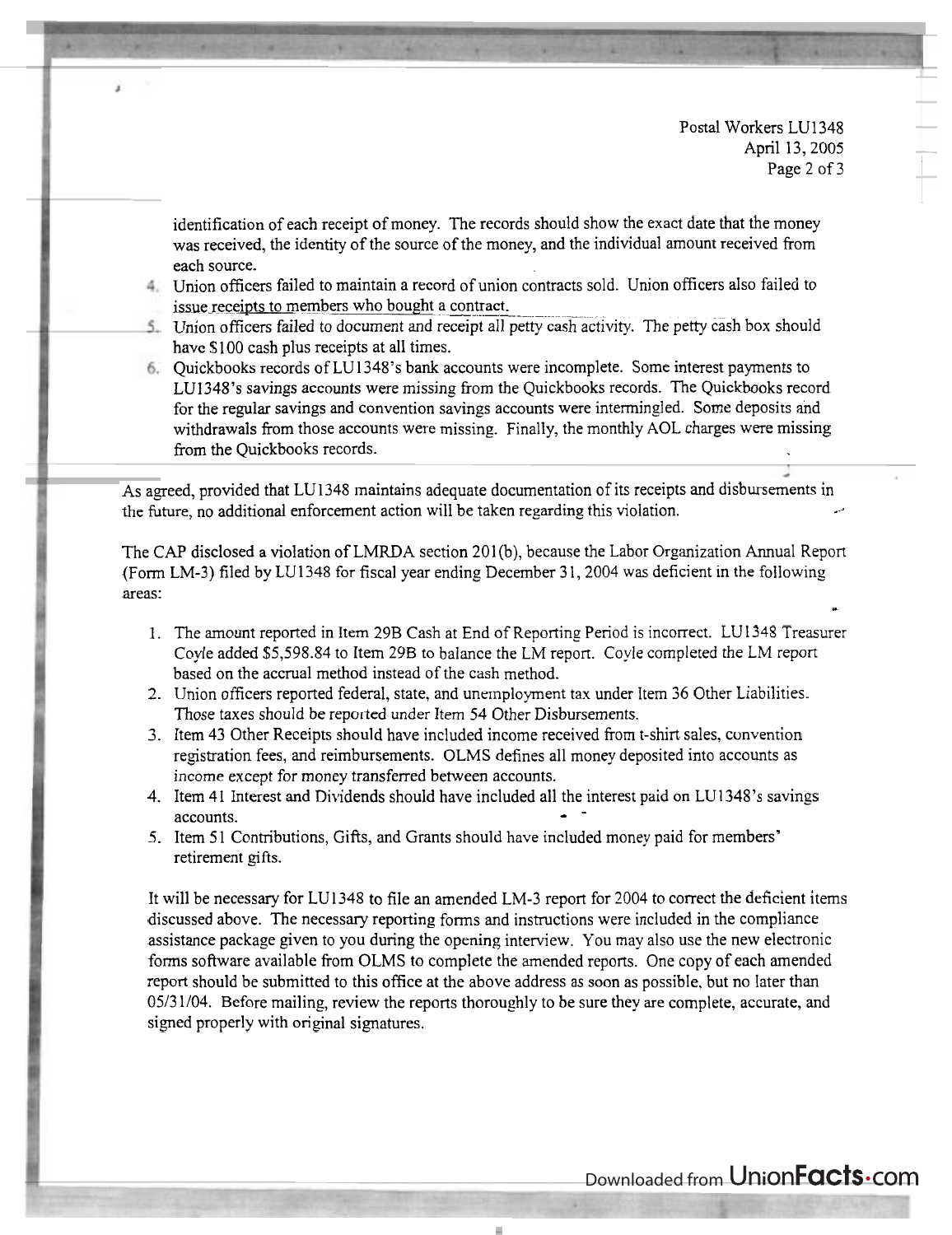identification of each receipt of money. The records should show the exact date that the money was received, the identity of the source of the money, and the individual amount received from each source.

4. Union officers failed to maintain a record of union contracts sold. Union officers also failed to issue receipts to members who bought a contract.
5. Union officers failed to document and receipt all petty cash activity. The petty cash box should have $100 cash plus receipts at all times.
6. Quickbooks records of LU1348's bank accounts were incomplete. Some interest payments to LU1348's savings accounts were missing from the Quickbooks records. The Quickbooks record for the regular savings and convention savings accounts were intermingled. Some deposits and withdrawals from those accounts were missing. Finally, the monthly AOL charges were missing from the Quickbooks records.

As agreed, provided that LU1348 maintains adequate documentation of its receipts and disbursements in the future, no additional enforcement action will be taken regarding this violation.

The CAP disclosed a violation of LMRDA section 201(b), because the Labor Organization Annual Report (Form LM-3) filed by LU1348 for fiscal year ending December 31, 2004 was deficient in the following areas:

1. The amount reported in Item 29B Cash at End of Reporting Period is incorrect. LU1348 Treasurer Coyle added $5,598.84 to Item 29B to balance the LM report. Coyle completed the LM report based on the accrual method instead of the cash method.
2. Union officers reported federal, state, and unemployment tax under Item 36 Other Liabilities. Those taxes should be reported under Item 54 Other Disbursements.
3. Item 43 Other Receipts should have included income received from t-shirt sales, convention registration fees, and reimbursements. OLMS defines all money deposited into accounts as income except for money transferred between accounts.
4. Item 41 Interest and Dividends should have included all the interest paid on LU1348's savings accounts.
5. Item 51 Contributions, Gifts, and Grants should have included money paid for members' retirement gifts.

It will be necessary for LU1348 to file an amended LM-3 report for 2004 to correct the deficient items discussed above. The necessary reporting forms and instructions were included in the compliance assistance package given to you during the opening interview. You may also use the new electronic forms software available from OLMS to complete the amended reports. One copy of each amended report should be submitted to this office at the above address as soon as possible, but no later than 05/31/04. Before mailing, review the reports thoroughly to be sure they are complete, accurate, and signed properly with original signatures.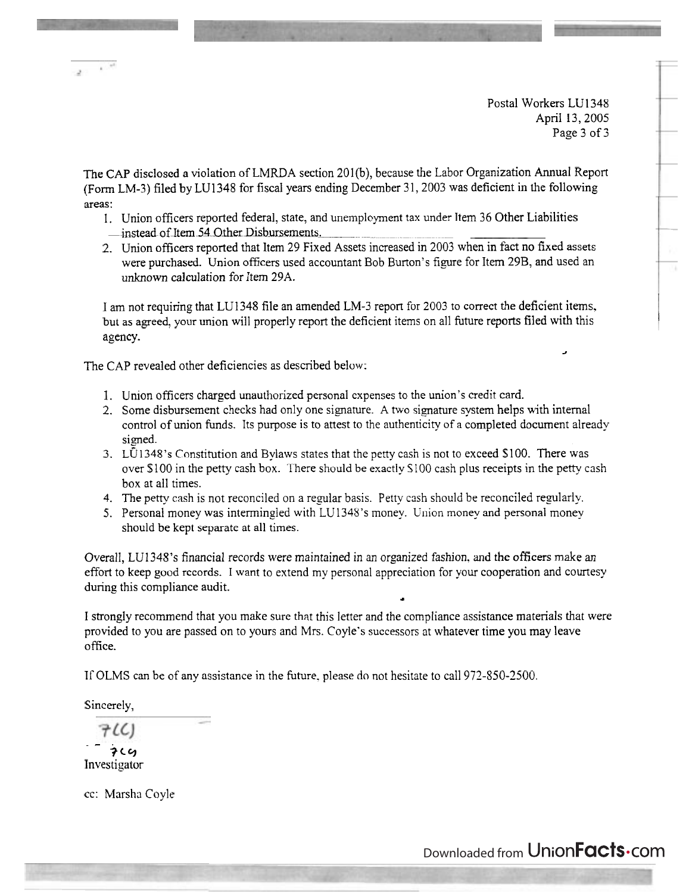Postal Workers LU1348
April 13, 2005

The CAP disclosed a violation of LMRDA section 201(b), because the Labor Organization Annual Report (Form LM-3) filed by LU1348 for fiscal years ending December 31, 2003 was deficient in the following areas:

1. Union officers reported federal, state, and unemployment tax under Item 36 Other Liabilities instead of Item 54 Other Disbursements.
2. Union officers reported that Item 29 Fixed Assets increased in 2003 when in fact no fixed assets were purchased. Union officers used accountant Bob Burton's figure for Item 29B, and used an unknown calculation for Item 29A.

I am not requiring that LU1348 file an amended LM-3 report for 2003 to correct the deficient items, but as agreed, your union will properly report the deficient items on all future reports filed with this agency.

The CAP revealed other deficiencies as described below:

1. Union officers charged unauthorized personal expenses to the union's credit card.
2. Some disbursement checks had only one signature. A two signature system helps with internal control of union funds. Its purpose is to attest to the authenticity of a completed document already signed.
3. LU1348's Constitution and Bylaws states that the petty cash is not to exceed $100. There was over $100 in the petty cash box. There should be exactly $100 cash plus receipts in the petty cash box at all times.
4. The petty cash is not reconciled on a regular basis. Petty cash should be reconciled regularly.
5. Personal money was intermingled with LU1348's money. Union money and personal money should be kept separate at all times.

Overall, LU1348's financial records were maintained in an organized fashion, and the officers make an effort to keep good records. I want to extend my personal appreciation for your cooperation and courtesy during this compliance audit.

I strongly recommend that you make sure that this letter and the compliance assistance materials that were provided to you are passed on to yours and Mrs. Coyle's successors at whatever time you may leave office.

If OLMS can be of any assistance in the future, please do not hesitate to call 972-850-2500.

Sincerely,

7(C)

7(C)
Investigator

cc: Marsha Coyle